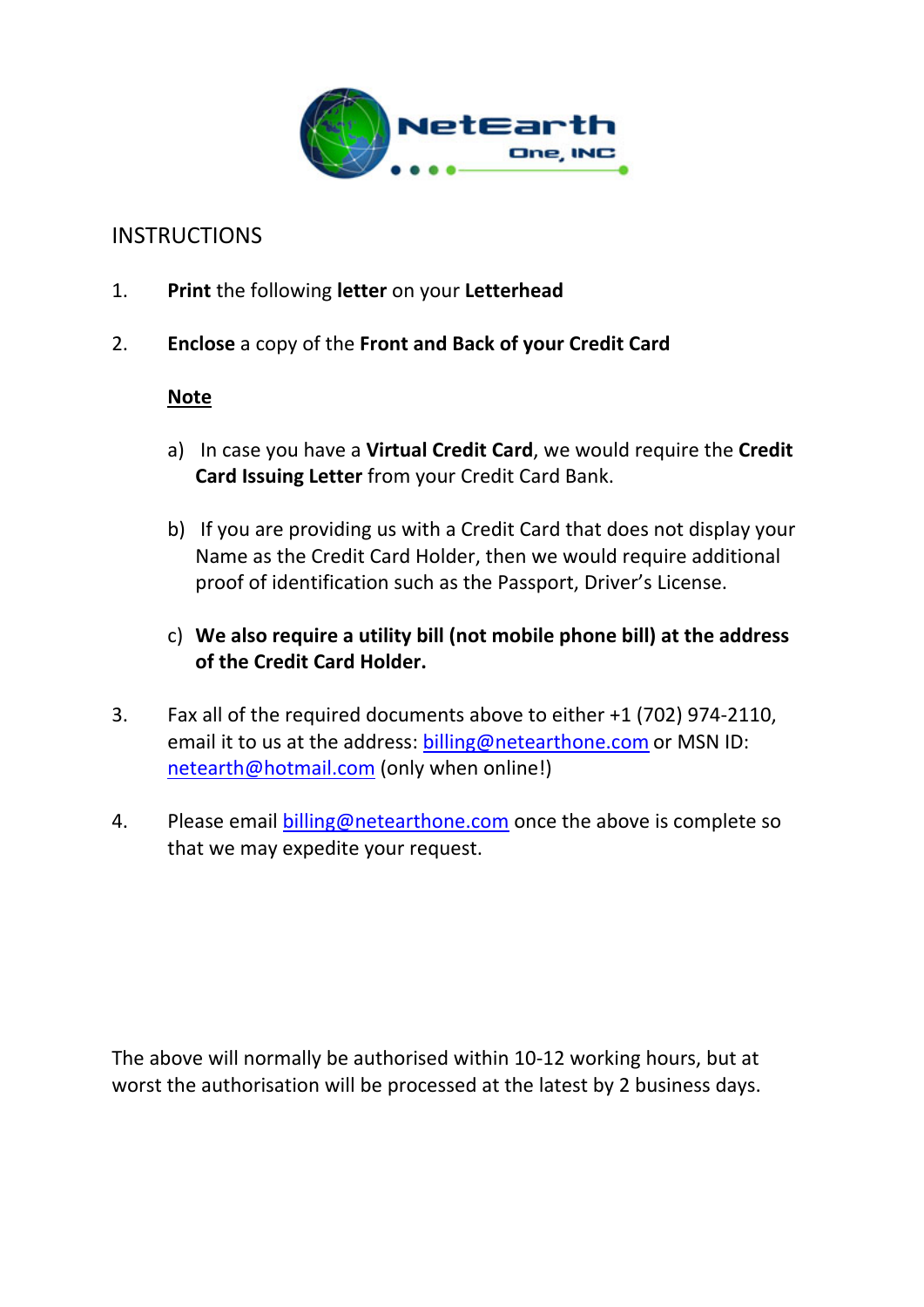NetEarth One, INC

# INSTRUCTIONS

1. **Print** the following **letter** on your **Letterhead**

2. **Enclose** a copy of the **Front and Back of your Credit Card**

   **<u>Note</u>**

   a) In case you have a **Virtual Credit Card**, we would require the **Credit Card Issuing Letter** from your Credit Card Bank.

   b) If you are providing us with a Credit Card that does not display your Name as the Credit Card Holder, then we would require additional proof of identification such as the Passport, Driver's License.

   c) **We also require a utility bill (not mobile phone bill) at the address of the Credit Card Holder.**

3. Fax all of the required documents above to either +1 (702) 974-2110, email it to us at the address: billing@netearthone.com or MSN ID: netearth@hotmail.com (only when online!)

4. Please email billing@netearthone.com once the above is complete so that we may expedite your request.

The above will normally be authorised within 10-12 working hours, but at worst the authorisation will be processed at the latest by 2 business days.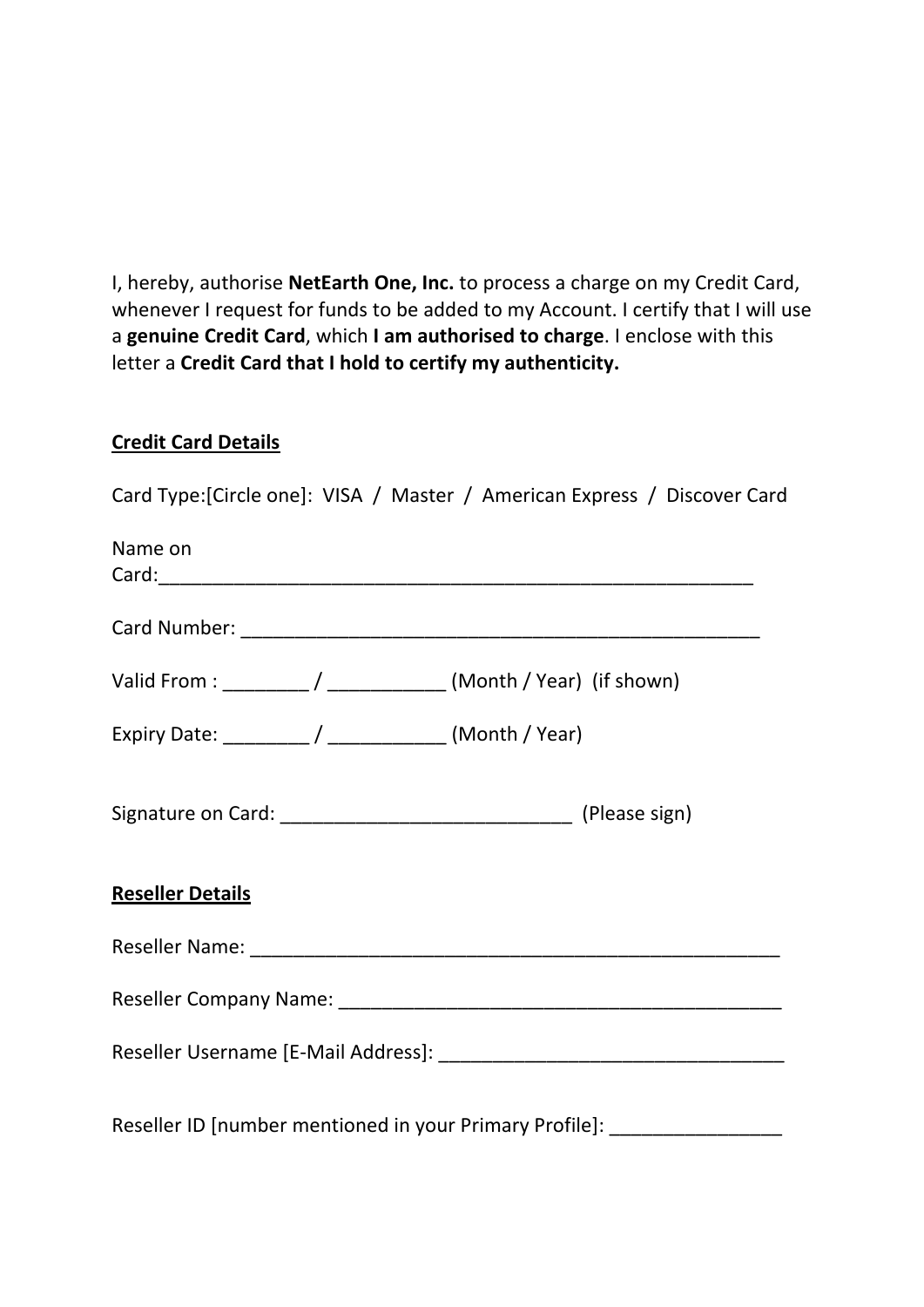I, hereby, authorise **NetEarth One, Inc.** to process a charge on my Credit Card, whenever I request for funds to be added to my Account. I certify that I will use a **genuine Credit Card**, which **I am authorised to charge**. I enclose with this letter a **Credit Card that I hold to certify my authenticity.**

**Credit Card Details**

Card Type:[Circle one]: VISA / Master / American Express / Discover Card

Name on Card:________________________________________________________

Card Number: _________________________________________________

Valid From : ________ / ___________ (Month / Year) (if shown)

Expiry Date: ________ / ___________ (Month / Year)

Signature on Card: ___________________________ (Please sign)

**Reseller Details**

Reseller Name: __________________________________________________

Reseller Company Name: _________________________________________

Reseller Username [E-Mail Address]: ________________________________

Reseller ID [number mentioned in your Primary Profile]: ________________